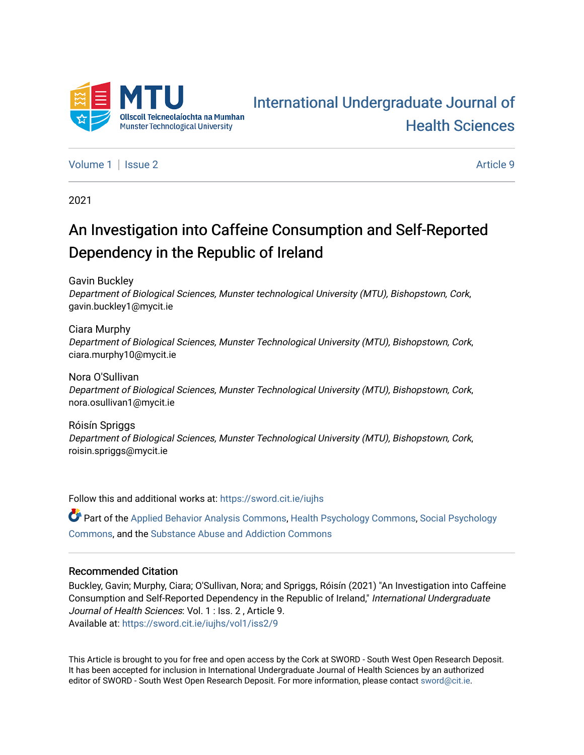MTU

Ollscoil Teicneolaíochta na Mumhan
Munster Technological University

International Undergraduate Journal of Health Sciences

Volume 1 | Issue 2 | Article 9

2021

# An Investigation into Caffeine Consumption and Self-Reported Dependency in the Republic of Ireland

Gavin Buckley
*Department of Biological Sciences, Munster technological University (MTU), Bishopstown, Cork*, gavin.buckley1@mycit.ie

Ciara Murphy
*Department of Biological Sciences, Munster Technological University (MTU), Bishopstown, Cork*, ciara.murphy10@mycit.ie

Nora O'Sullivan
*Department of Biological Sciences, Munster Technological University (MTU), Bishopstown, Cork*, nora.osullivan1@mycit.ie

Róisín Spriggs
*Department of Biological Sciences, Munster Technological University (MTU), Bishopstown, Cork*, roisin.spriggs@mycit.ie

Follow this and additional works at: https://sword.cit.ie/iujhs

Part of the Applied Behavior Analysis Commons, Health Psychology Commons, Social Psychology Commons, and the Substance Abuse and Addiction Commons

## Recommended Citation

Buckley, Gavin; Murphy, Ciara; O'Sullivan, Nora; and Spriggs, Róisín (2021) "An Investigation into Caffeine Consumption and Self-Reported Dependency in the Republic of Ireland," *International Undergraduate Journal of Health Sciences*: Vol. 1 : Iss. 2 , Article 9.
Available at: https://sword.cit.ie/iujhs/vol1/iss2/9

This Article is brought to you for free and open access by the Cork at SWORD - South West Open Research Deposit. It has been accepted for inclusion in International Undergraduate Journal of Health Sciences by an authorized editor of SWORD - South West Open Research Deposit. For more information, please contact sword@cit.ie.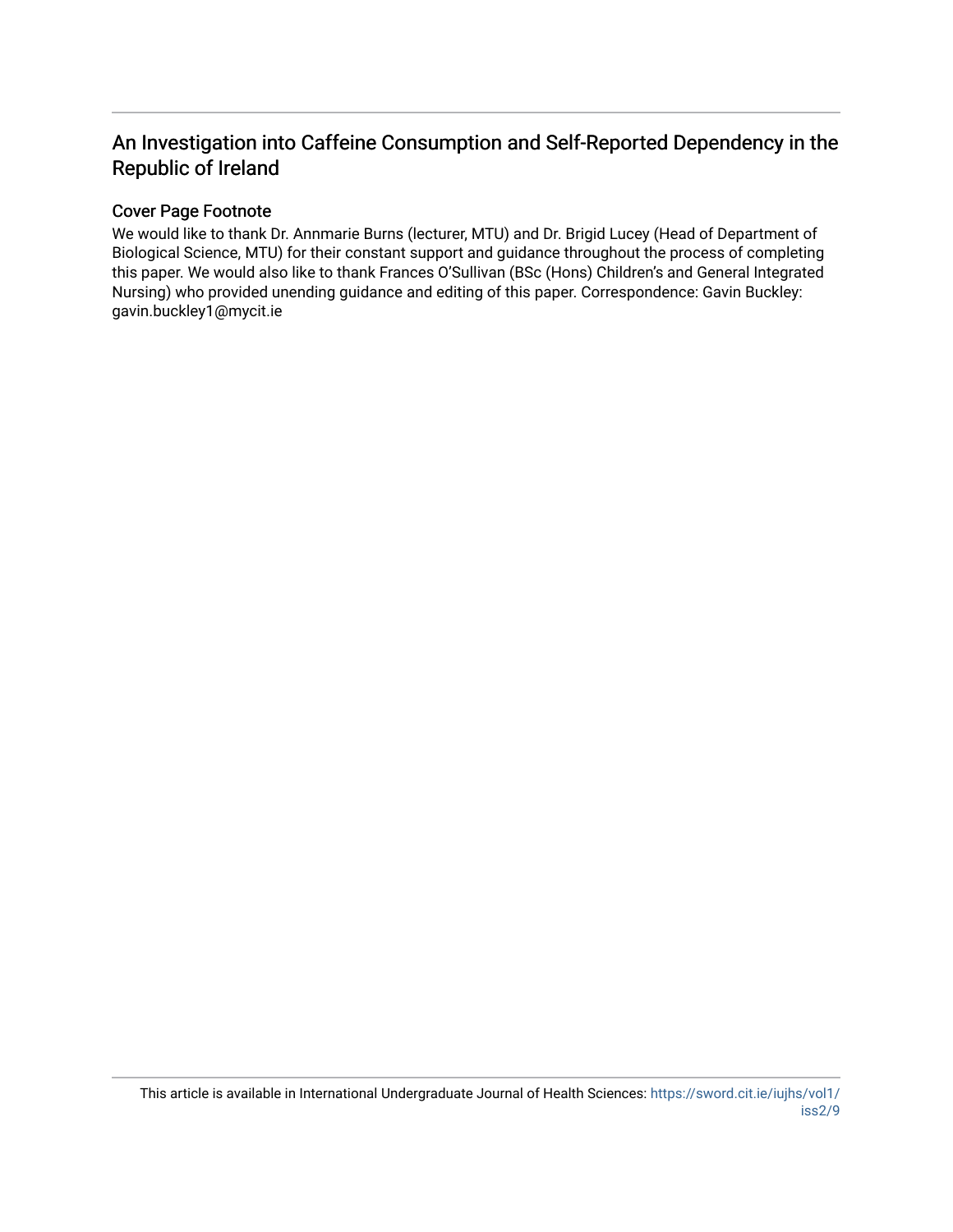# An Investigation into Caffeine Consumption and Self-Reported Dependency in the Republic of Ireland

## Cover Page Footnote

We would like to thank Dr. Annmarie Burns (lecturer, MTU) and Dr. Brigid Lucey (Head of Department of Biological Science, MTU) for their constant support and guidance throughout the process of completing this paper. We would also like to thank Frances O'Sullivan (BSc (Hons) Children's and General Integrated Nursing) who provided unending guidance and editing of this paper. Correspondence: Gavin Buckley: gavin.buckley1@mycit.ie

This article is available in International Undergraduate Journal of Health Sciences: https://sword.cit.ie/iujhs/vol1/iss2/9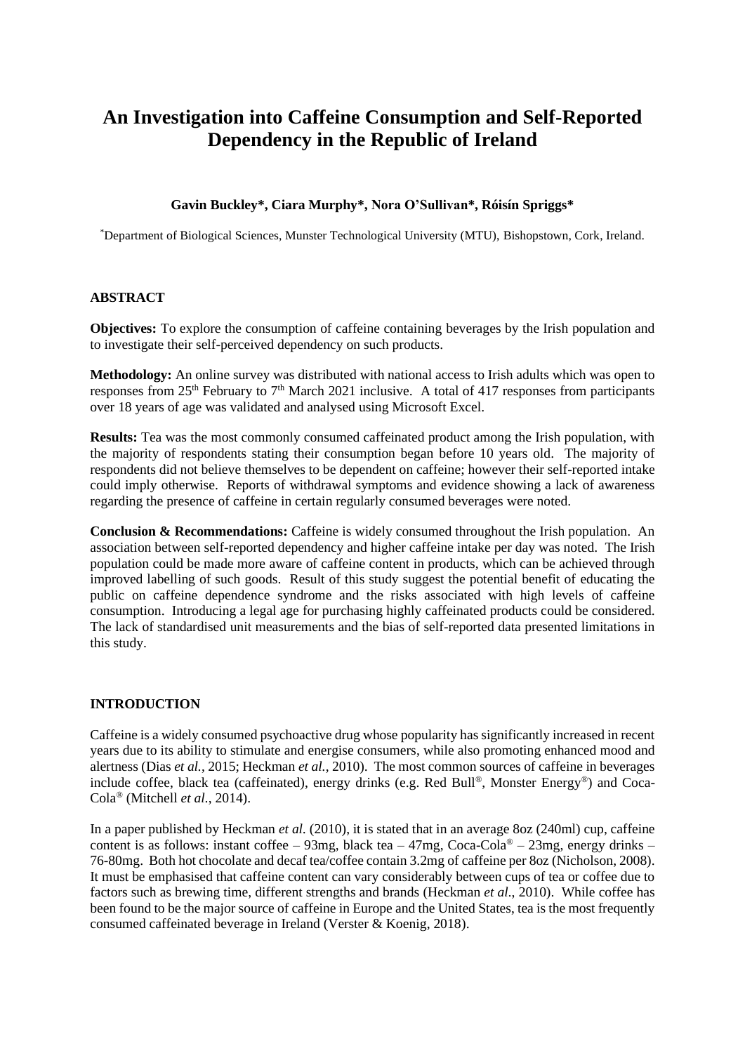# An Investigation into Caffeine Consumption and Self-Reported Dependency in the Republic of Ireland

**Gavin Buckley\*, Ciara Murphy\*, Nora O'Sullivan\*, Róisín Spriggs\***

\*Department of Biological Sciences, Munster Technological University (MTU), Bishopstown, Cork, Ireland.

## ABSTRACT

**Objectives:** To explore the consumption of caffeine containing beverages by the Irish population and to investigate their self-perceived dependency on such products.

**Methodology:** An online survey was distributed with national access to Irish adults which was open to responses from 25th February to 7th March 2021 inclusive. A total of 417 responses from participants over 18 years of age was validated and analysed using Microsoft Excel.

**Results:** Tea was the most commonly consumed caffeinated product among the Irish population, with the majority of respondents stating their consumption began before 10 years old. The majority of respondents did not believe themselves to be dependent on caffeine; however their self-reported intake could imply otherwise. Reports of withdrawal symptoms and evidence showing a lack of awareness regarding the presence of caffeine in certain regularly consumed beverages were noted.

**Conclusion & Recommendations:** Caffeine is widely consumed throughout the Irish population. An association between self-reported dependency and higher caffeine intake per day was noted. The Irish population could be made more aware of caffeine content in products, which can be achieved through improved labelling of such goods. Result of this study suggest the potential benefit of educating the public on caffeine dependence syndrome and the risks associated with high levels of caffeine consumption. Introducing a legal age for purchasing highly caffeinated products could be considered. The lack of standardised unit measurements and the bias of self-reported data presented limitations in this study.

## INTRODUCTION

Caffeine is a widely consumed psychoactive drug whose popularity has significantly increased in recent years due to its ability to stimulate and energise consumers, while also promoting enhanced mood and alertness (Dias *et al.*, 2015; Heckman *et al.*, 2010). The most common sources of caffeine in beverages include coffee, black tea (caffeinated), energy drinks (e.g. Red Bull®, Monster Energy®) and Coca-Cola® (Mitchell *et al.*, 2014).

In a paper published by Heckman *et al.* (2010), it is stated that in an average 8oz (240ml) cup, caffeine content is as follows: instant coffee – 93mg, black tea – 47mg, Coca-Cola® – 23mg, energy drinks – 76-80mg. Both hot chocolate and decaf tea/coffee contain 3.2mg of caffeine per 8oz (Nicholson, 2008). It must be emphasised that caffeine content can vary considerably between cups of tea or coffee due to factors such as brewing time, different strengths and brands (Heckman *et al.*, 2010). While coffee has been found to be the major source of caffeine in Europe and the United States, tea is the most frequently consumed caffeinated beverage in Ireland (Verster & Koenig, 2018).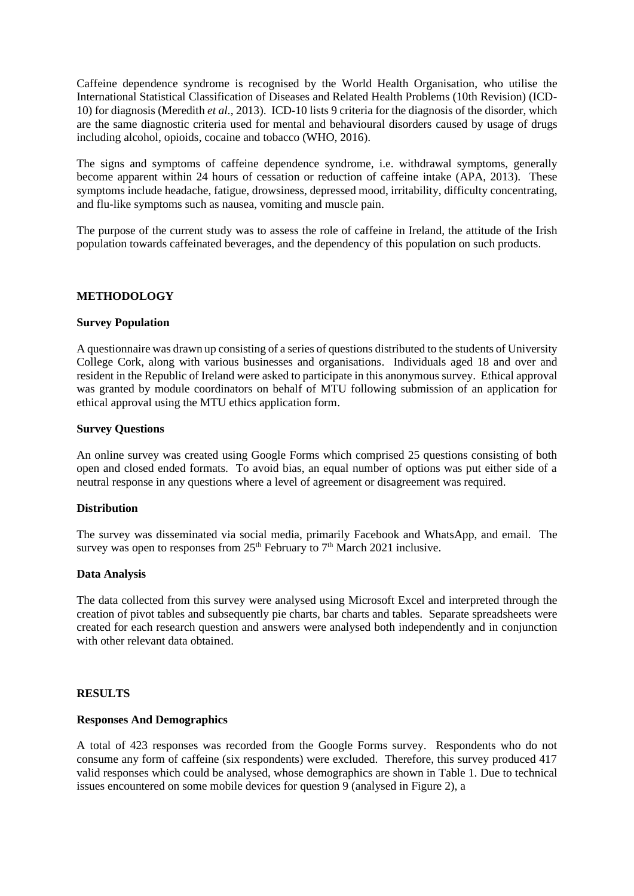Caffeine dependence syndrome is recognised by the World Health Organisation, who utilise the International Statistical Classification of Diseases and Related Health Problems (10th Revision) (ICD-10) for diagnosis (Meredith *et al.*, 2013). ICD-10 lists 9 criteria for the diagnosis of the disorder, which are the same diagnostic criteria used for mental and behavioural disorders caused by usage of drugs including alcohol, opioids, cocaine and tobacco (WHO, 2016).

The signs and symptoms of caffeine dependence syndrome, i.e. withdrawal symptoms, generally become apparent within 24 hours of cessation or reduction of caffeine intake (APA, 2013). These symptoms include headache, fatigue, drowsiness, depressed mood, irritability, difficulty concentrating, and flu-like symptoms such as nausea, vomiting and muscle pain.

The purpose of the current study was to assess the role of caffeine in Ireland, the attitude of the Irish population towards caffeinated beverages, and the dependency of this population on such products.

## METHODOLOGY

### Survey Population

A questionnaire was drawn up consisting of a series of questions distributed to the students of University College Cork, along with various businesses and organisations. Individuals aged 18 and over and resident in the Republic of Ireland were asked to participate in this anonymous survey. Ethical approval was granted by module coordinators on behalf of MTU following submission of an application for ethical approval using the MTU ethics application form.

### Survey Questions

An online survey was created using Google Forms which comprised 25 questions consisting of both open and closed ended formats. To avoid bias, an equal number of options was put either side of a neutral response in any questions where a level of agreement or disagreement was required.

### Distribution

The survey was disseminated via social media, primarily Facebook and WhatsApp, and email. The survey was open to responses from 25th February to 7th March 2021 inclusive.

### Data Analysis

The data collected from this survey were analysed using Microsoft Excel and interpreted through the creation of pivot tables and subsequently pie charts, bar charts and tables. Separate spreadsheets were created for each research question and answers were analysed both independently and in conjunction with other relevant data obtained.

## RESULTS

### Responses And Demographics

A total of 423 responses was recorded from the Google Forms survey. Respondents who do not consume any form of caffeine (six respondents) were excluded. Therefore, this survey produced 417 valid responses which could be analysed, whose demographics are shown in Table 1. Due to technical issues encountered on some mobile devices for question 9 (analysed in Figure 2), a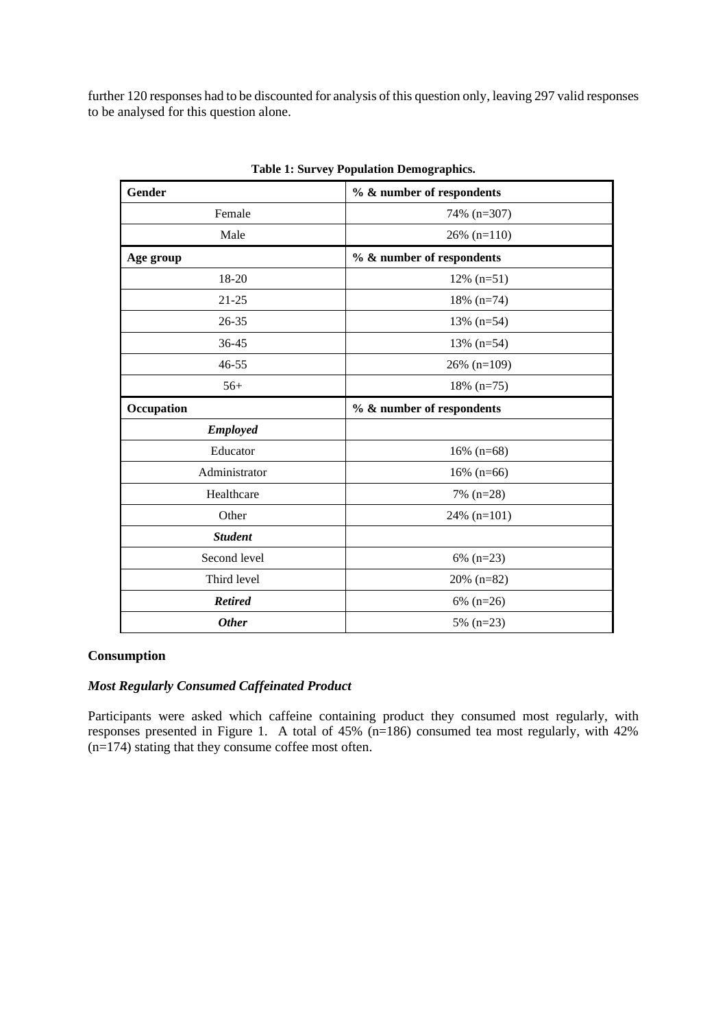further 120 responses had to be discounted for analysis of this question only, leaving 297 valid responses to be analysed for this question alone.

**Table 1: Survey Population Demographics.**

| **Gender** | **% & number of respondents** |
|---|---|
| Female | 74% (n=307) |
| Male | 26% (n=110) |
| **Age group** | **% & number of respondents** |
| 18-20 | 12% (n=51) |
| 21-25 | 18% (n=74) |
| 26-35 | 13% (n=54) |
| 36-45 | 13% (n=54) |
| 46-55 | 26% (n=109) |
| 56+ | 18% (n=75) |
| **Occupation** | **% & number of respondents** |
| ***Employed*** | |
| Educator | 16% (n=68) |
| Administrator | 16% (n=66) |
| Healthcare | 7% (n=28) |
| Other | 24% (n=101) |
| ***Student*** | |
| Second level | 6% (n=23) |
| Third level | 20% (n=82) |
| ***Retired*** | 6% (n=26) |
| ***Other*** | 5% (n=23) |

**Consumption**

***Most Regularly Consumed Caffeinated Product***

Participants were asked which caffeine containing product they consumed most regularly, with responses presented in Figure 1. A total of 45% (n=186) consumed tea most regularly, with 42% (n=174) stating that they consume coffee most often.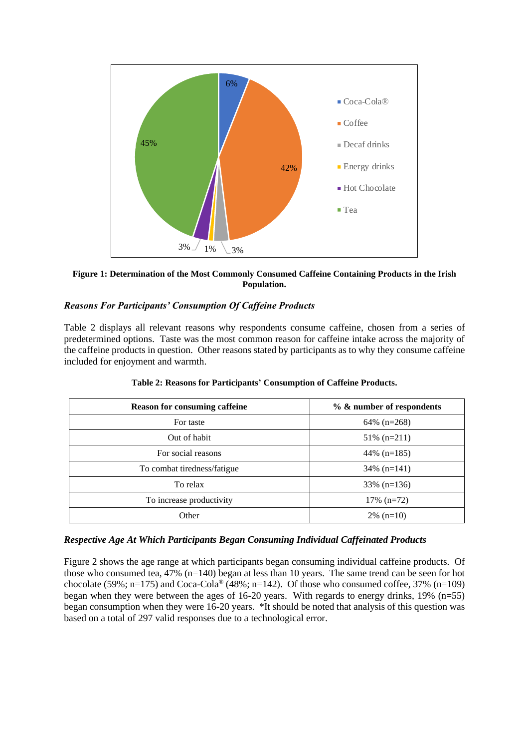**Figure 1: Determination of the Most Commonly Consumed Caffeine Containing Products in the Irish Population.**

### *Reasons For Participants' Consumption Of Caffeine Products*

Table 2 displays all relevant reasons why respondents consume caffeine, chosen from a series of predetermined options. Taste was the most common reason for caffeine intake across the majority of the caffeine products in question. Other reasons stated by participants as to why they consume caffeine included for enjoyment and warmth.

**Table 2: Reasons for Participants' Consumption of Caffeine Products.**

| Reason for consuming caffeine | % & number of respondents |
|---|---|
| For taste | 64% (n=268) |
| Out of habit | 51% (n=211) |
| For social reasons | 44% (n=185) |
| To combat tiredness/fatigue | 34% (n=141) |
| To relax | 33% (n=136) |
| To increase productivity | 17% (n=72) |
| Other | 2% (n=10) |

### *Respective Age At Which Participants Began Consuming Individual Caffeinated Products*

Figure 2 shows the age range at which participants began consuming individual caffeine products. Of those who consumed tea, 47% (n=140) began at less than 10 years. The same trend can be seen for hot chocolate (59%; n=175) and Coca-Cola® (48%; n=142). Of those who consumed coffee, 37% (n=109) began when they were between the ages of 16-20 years. With regards to energy drinks, 19% (n=55) began consumption when they were 16-20 years. *It should be noted that analysis of this question was based on a total of 297 valid responses due to a technological error.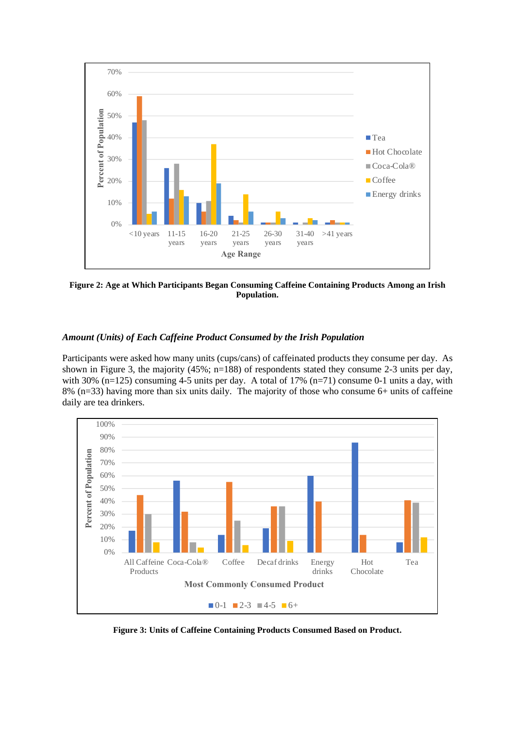Figure 2: Age at Which Participants Began Consuming Caffeine Containing Products Among an Irish Population.

### *Amount (Units) of Each Caffeine Product Consumed by the Irish Population*

Participants were asked how many units (cups/cans) of caffeinated products they consume per day. As shown in Figure 3, the majority (45%; n=188) of respondents stated they consume 2-3 units per day, with 30% (n=125) consuming 4-5 units per day. A total of 17% (n=71) consume 0-1 units a day, with 8% (n=33) having more than six units daily. The majority of those who consume 6+ units of caffeine daily are tea drinkers.

Figure 3: Units of Caffeine Containing Products Consumed Based on Product.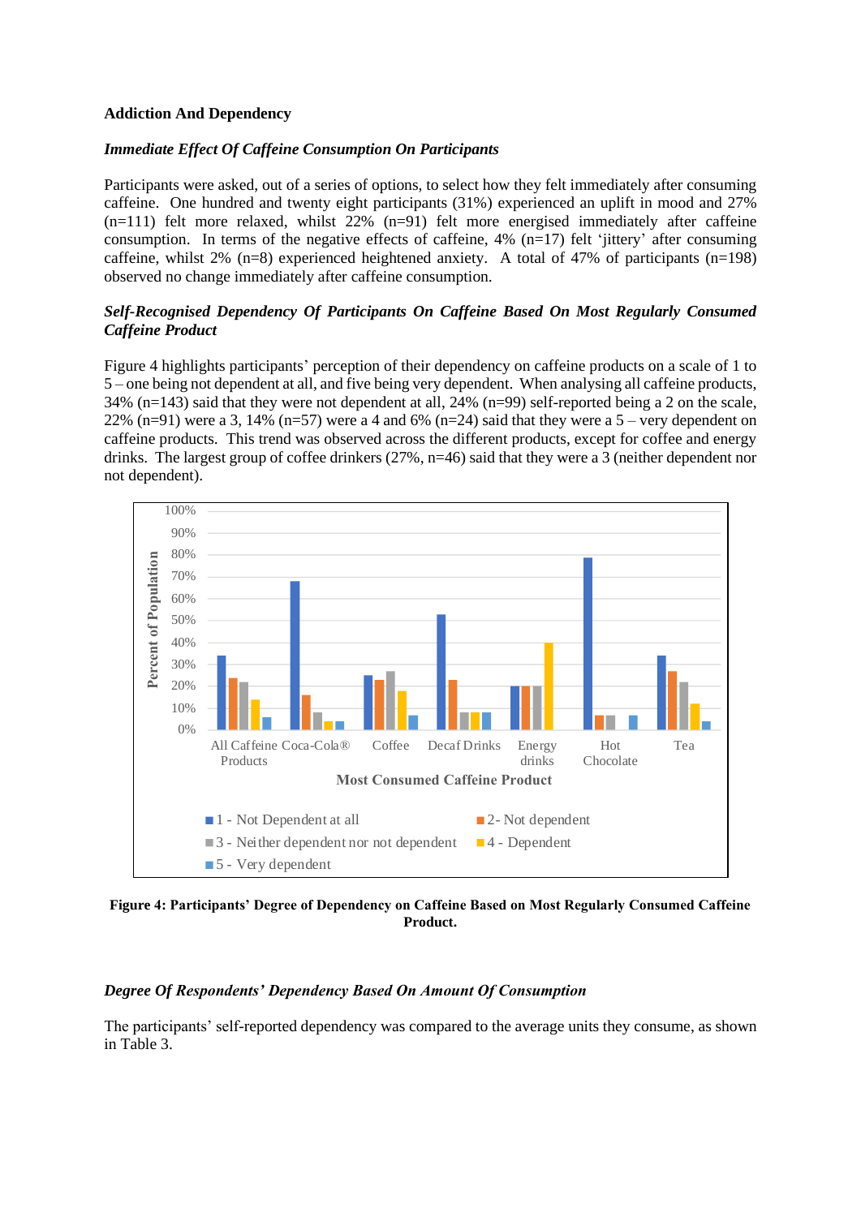## Addiction And Dependency

### *Immediate Effect Of Caffeine Consumption On Participants*

Participants were asked, out of a series of options, to select how they felt immediately after consuming caffeine. One hundred and twenty eight participants (31%) experienced an uplift in mood and 27% (n=111) felt more relaxed, whilst 22% (n=91) felt more energised immediately after caffeine consumption. In terms of the negative effects of caffeine, 4% (n=17) felt 'jittery' after consuming caffeine, whilst 2% (n=8) experienced heightened anxiety. A total of 47% of participants (n=198) observed no change immediately after caffeine consumption.

### *Self-Recognised Dependency Of Participants On Caffeine Based On Most Regularly Consumed Caffeine Product*

Figure 4 highlights participants' perception of their dependency on caffeine products on a scale of 1 to 5 – one being not dependent at all, and five being very dependent. When analysing all caffeine products, 34% (n=143) said that they were not dependent at all, 24% (n=99) self-reported being a 2 on the scale, 22% (n=91) were a 3, 14% (n=57) were a 4 and 6% (n=24) said that they were a 5 – very dependent on caffeine products. This trend was observed across the different products, except for coffee and energy drinks. The largest group of coffee drinkers (27%, n=46) said that they were a 3 (neither dependent nor not dependent).

**Figure 4: Participants' Degree of Dependency on Caffeine Based on Most Regularly Consumed Caffeine Product.**

### *Degree Of Respondents' Dependency Based On Amount Of Consumption*

The participants' self-reported dependency was compared to the average units they consume, as shown in Table 3.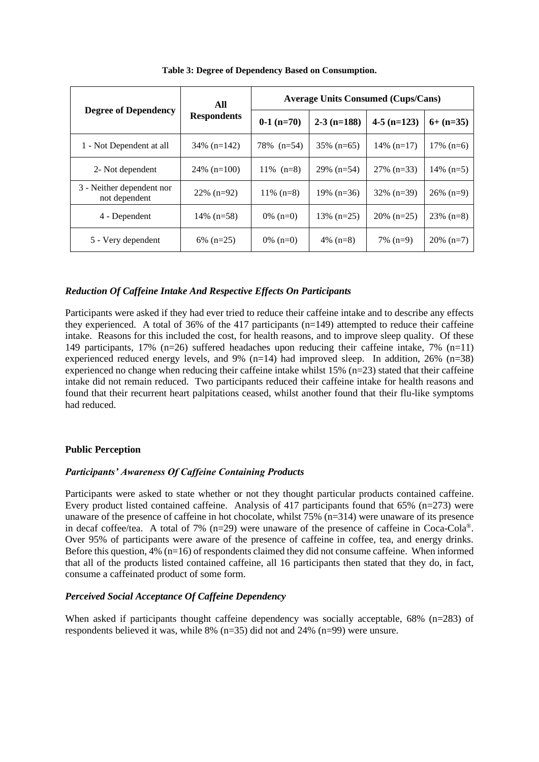**Table 3: Degree of Dependency Based on Consumption.**

| Degree of Dependency | All Respondents | Average Units Consumed (Cups/Cans) | | | |
|---|---|---|---|---|---|
| | | 0-1 (n=70) | 2-3 (n=188) | 4-5 (n=123) | 6+ (n=35) |
| 1 - Not Dependent at all | 34% (n=142) | 78% (n=54) | 35% (n=65) | 14% (n=17) | 17% (n=6) |
| 2- Not dependent | 24% (n=100) | 11% (n=8) | 29% (n=54) | 27% (n=33) | 14% (n=5) |
| 3 - Neither dependent nor not dependent | 22% (n=92) | 11% (n=8) | 19% (n=36) | 32% (n=39) | 26% (n=9) |
| 4 - Dependent | 14% (n=58) | 0% (n=0) | 13% (n=25) | 20% (n=25) | 23% (n=8) |
| 5 - Very dependent | 6% (n=25) | 0% (n=0) | 4% (n=8) | 7% (n=9) | 20% (n=7) |

### *Reduction Of Caffeine Intake And Respective Effects On Participants*

Participants were asked if they had ever tried to reduce their caffeine intake and to describe any effects they experienced. A total of 36% of the 417 participants (n=149) attempted to reduce their caffeine intake. Reasons for this included the cost, for health reasons, and to improve sleep quality. Of these 149 participants, 17% (n=26) suffered headaches upon reducing their caffeine intake, 7% (n=11) experienced reduced energy levels, and 9% (n=14) had improved sleep. In addition, 26% (n=38) experienced no change when reducing their caffeine intake whilst 15% (n=23) stated that their caffeine intake did not remain reduced. Two participants reduced their caffeine intake for health reasons and found that their recurrent heart palpitations ceased, whilst another found that their flu-like symptoms had reduced.

## **Public Perception**

### *Participants' Awareness Of Caffeine Containing Products*

Participants were asked to state whether or not they thought particular products contained caffeine. Every product listed contained caffeine. Analysis of 417 participants found that 65% (n=273) were unaware of the presence of caffeine in hot chocolate, whilst 75% (n=314) were unaware of its presence in decaf coffee/tea. A total of 7% (n=29) were unaware of the presence of caffeine in Coca-Cola®. Over 95% of participants were aware of the presence of caffeine in coffee, tea, and energy drinks. Before this question, 4% (n=16) of respondents claimed they did not consume caffeine. When informed that all of the products listed contained caffeine, all 16 participants then stated that they do, in fact, consume a caffeinated product of some form.

### *Perceived Social Acceptance Of Caffeine Dependency*

When asked if participants thought caffeine dependency was socially acceptable, 68% (n=283) of respondents believed it was, while 8% (n=35) did not and 24% (n=99) were unsure.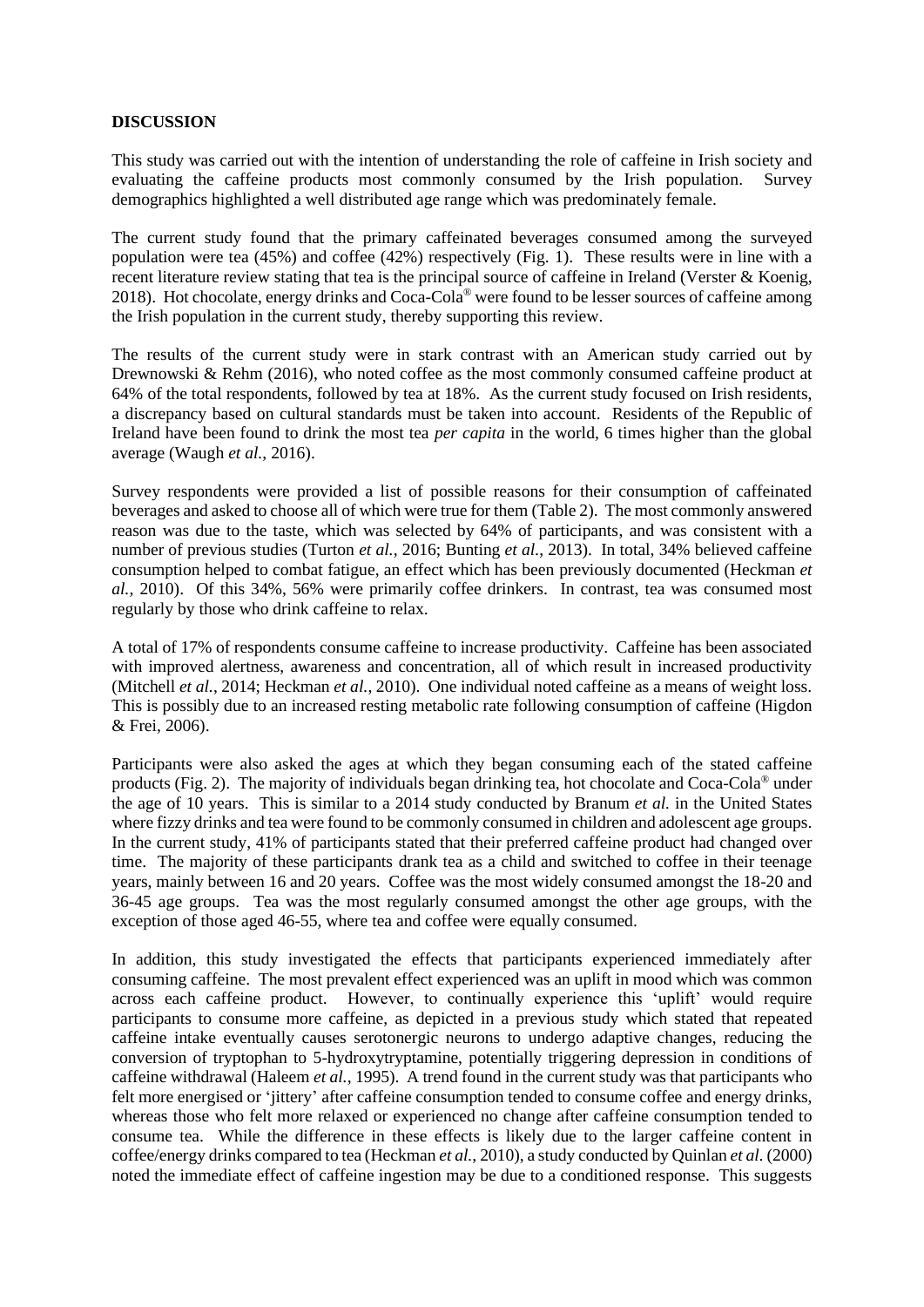## DISCUSSION

This study was carried out with the intention of understanding the role of caffeine in Irish society and evaluating the caffeine products most commonly consumed by the Irish population. Survey demographics highlighted a well distributed age range which was predominately female.

The current study found that the primary caffeinated beverages consumed among the surveyed population were tea (45%) and coffee (42%) respectively (Fig. 1). These results were in line with a recent literature review stating that tea is the principal source of caffeine in Ireland (Verster & Koenig, 2018). Hot chocolate, energy drinks and Coca-Cola® were found to be lesser sources of caffeine among the Irish population in the current study, thereby supporting this review.

The results of the current study were in stark contrast with an American study carried out by Drewnowski & Rehm (2016), who noted coffee as the most commonly consumed caffeine product at 64% of the total respondents, followed by tea at 18%. As the current study focused on Irish residents, a discrepancy based on cultural standards must be taken into account. Residents of the Republic of Ireland have been found to drink the most tea *per capita* in the world, 6 times higher than the global average (Waugh *et al.*, 2016).

Survey respondents were provided a list of possible reasons for their consumption of caffeinated beverages and asked to choose all of which were true for them (Table 2). The most commonly answered reason was due to the taste, which was selected by 64% of participants, and was consistent with a number of previous studies (Turton *et al.*, 2016; Bunting *et al.*, 2013). In total, 34% believed caffeine consumption helped to combat fatigue, an effect which has been previously documented (Heckman *et al.,* 2010). Of this 34%, 56% were primarily coffee drinkers. In contrast, tea was consumed most regularly by those who drink caffeine to relax.

A total of 17% of respondents consume caffeine to increase productivity. Caffeine has been associated with improved alertness, awareness and concentration, all of which result in increased productivity (Mitchell *et al.*, 2014; Heckman *et al.*, 2010). One individual noted caffeine as a means of weight loss. This is possibly due to an increased resting metabolic rate following consumption of caffeine (Higdon & Frei, 2006).

Participants were also asked the ages at which they began consuming each of the stated caffeine products (Fig. 2). The majority of individuals began drinking tea, hot chocolate and Coca-Cola® under the age of 10 years. This is similar to a 2014 study conducted by Branum *et al.* in the United States where fizzy drinks and tea were found to be commonly consumed in children and adolescent age groups. In the current study, 41% of participants stated that their preferred caffeine product had changed over time. The majority of these participants drank tea as a child and switched to coffee in their teenage years, mainly between 16 and 20 years. Coffee was the most widely consumed amongst the 18-20 and 36-45 age groups. Tea was the most regularly consumed amongst the other age groups, with the exception of those aged 46-55, where tea and coffee were equally consumed.

In addition, this study investigated the effects that participants experienced immediately after consuming caffeine. The most prevalent effect experienced was an uplift in mood which was common across each caffeine product. However, to continually experience this 'uplift' would require participants to consume more caffeine, as depicted in a previous study which stated that repeated caffeine intake eventually causes serotonergic neurons to undergo adaptive changes, reducing the conversion of tryptophan to 5-hydroxytryptamine, potentially triggering depression in conditions of caffeine withdrawal (Haleem *et al.*, 1995). A trend found in the current study was that participants who felt more energised or 'jittery' after caffeine consumption tended to consume coffee and energy drinks, whereas those who felt more relaxed or experienced no change after caffeine consumption tended to consume tea. While the difference in these effects is likely due to the larger caffeine content in coffee/energy drinks compared to tea (Heckman *et al.*, 2010), a study conducted by Quinlan *et al.* (2000) noted the immediate effect of caffeine ingestion may be due to a conditioned response. This suggests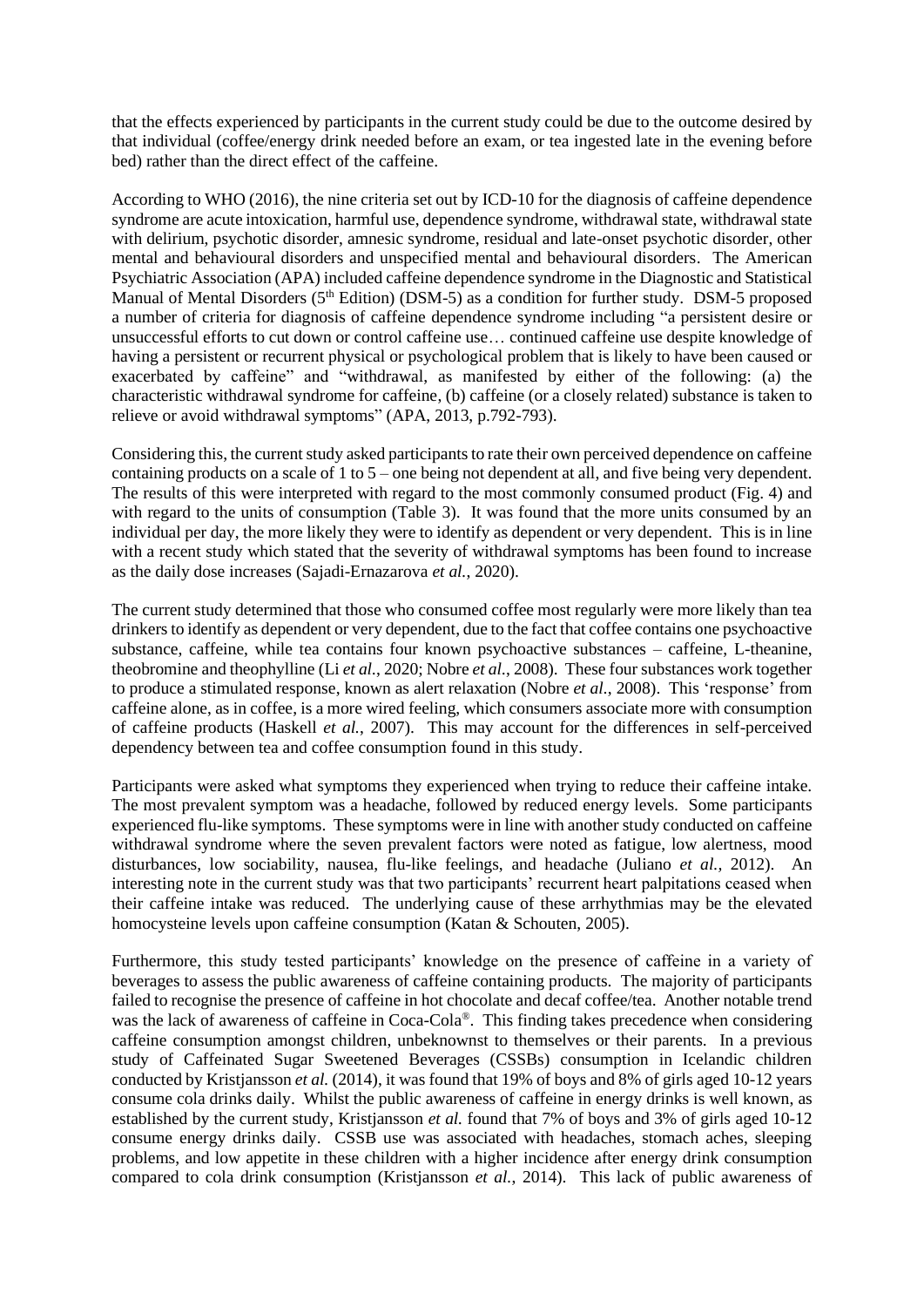that the effects experienced by participants in the current study could be due to the outcome desired by that individual (coffee/energy drink needed before an exam, or tea ingested late in the evening before bed) rather than the direct effect of the caffeine.

According to WHO (2016), the nine criteria set out by ICD-10 for the diagnosis of caffeine dependence syndrome are acute intoxication, harmful use, dependence syndrome, withdrawal state, withdrawal state with delirium, psychotic disorder, amnesic syndrome, residual and late-onset psychotic disorder, other mental and behavioural disorders and unspecified mental and behavioural disorders. The American Psychiatric Association (APA) included caffeine dependence syndrome in the Diagnostic and Statistical Manual of Mental Disorders (5th Edition) (DSM-5) as a condition for further study. DSM-5 proposed a number of criteria for diagnosis of caffeine dependence syndrome including "a persistent desire or unsuccessful efforts to cut down or control caffeine use… continued caffeine use despite knowledge of having a persistent or recurrent physical or psychological problem that is likely to have been caused or exacerbated by caffeine" and "withdrawal, as manifested by either of the following: (a) the characteristic withdrawal syndrome for caffeine, (b) caffeine (or a closely related) substance is taken to relieve or avoid withdrawal symptoms" (APA, 2013, p.792-793).

Considering this, the current study asked participants to rate their own perceived dependence on caffeine containing products on a scale of 1 to 5 – one being not dependent at all, and five being very dependent. The results of this were interpreted with regard to the most commonly consumed product (Fig. 4) and with regard to the units of consumption (Table 3). It was found that the more units consumed by an individual per day, the more likely they were to identify as dependent or very dependent. This is in line with a recent study which stated that the severity of withdrawal symptoms has been found to increase as the daily dose increases (Sajadi-Ernazarova *et al.*, 2020).

The current study determined that those who consumed coffee most regularly were more likely than tea drinkers to identify as dependent or very dependent, due to the fact that coffee contains one psychoactive substance, caffeine, while tea contains four known psychoactive substances – caffeine, L-theanine, theobromine and theophylline (Li *et al.*, 2020; Nobre *et al.*, 2008). These four substances work together to produce a stimulated response, known as alert relaxation (Nobre *et al.*, 2008). This 'response' from caffeine alone, as in coffee, is a more wired feeling, which consumers associate more with consumption of caffeine products (Haskell *et al.*, 2007). This may account for the differences in self-perceived dependency between tea and coffee consumption found in this study.

Participants were asked what symptoms they experienced when trying to reduce their caffeine intake. The most prevalent symptom was a headache, followed by reduced energy levels. Some participants experienced flu-like symptoms. These symptoms were in line with another study conducted on caffeine withdrawal syndrome where the seven prevalent factors were noted as fatigue, low alertness, mood disturbances, low sociability, nausea, flu-like feelings, and headache (Juliano *et al.*, 2012). An interesting note in the current study was that two participants' recurrent heart palpitations ceased when their caffeine intake was reduced. The underlying cause of these arrhythmias may be the elevated homocysteine levels upon caffeine consumption (Katan & Schouten, 2005).

Furthermore, this study tested participants' knowledge on the presence of caffeine in a variety of beverages to assess the public awareness of caffeine containing products. The majority of participants failed to recognise the presence of caffeine in hot chocolate and decaf coffee/tea. Another notable trend was the lack of awareness of caffeine in Coca-Cola®. This finding takes precedence when considering caffeine consumption amongst children, unbeknownst to themselves or their parents. In a previous study of Caffeinated Sugar Sweetened Beverages (CSSBs) consumption in Icelandic children conducted by Kristjansson *et al.* (2014), it was found that 19% of boys and 8% of girls aged 10-12 years consume cola drinks daily. Whilst the public awareness of caffeine in energy drinks is well known, as established by the current study, Kristjansson *et al.* found that 7% of boys and 3% of girls aged 10-12 consume energy drinks daily. CSSB use was associated with headaches, stomach aches, sleeping problems, and low appetite in these children with a higher incidence after energy drink consumption compared to cola drink consumption (Kristjansson *et al.*, 2014). This lack of public awareness of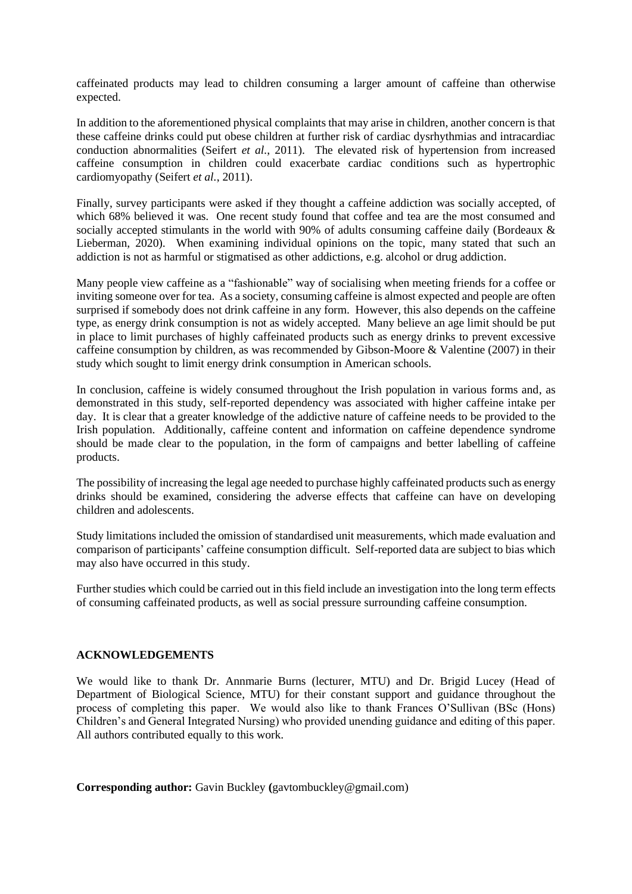caffeinated products may lead to children consuming a larger amount of caffeine than otherwise expected.

In addition to the aforementioned physical complaints that may arise in children, another concern is that these caffeine drinks could put obese children at further risk of cardiac dysrhythmias and intracardiac conduction abnormalities (Seifert *et al*., 2011). The elevated risk of hypertension from increased caffeine consumption in children could exacerbate cardiac conditions such as hypertrophic cardiomyopathy (Seifert *et al.*, 2011).

Finally, survey participants were asked if they thought a caffeine addiction was socially accepted, of which 68% believed it was. One recent study found that coffee and tea are the most consumed and socially accepted stimulants in the world with 90% of adults consuming caffeine daily (Bordeaux & Lieberman, 2020). When examining individual opinions on the topic, many stated that such an addiction is not as harmful or stigmatised as other addictions, e.g. alcohol or drug addiction.

Many people view caffeine as a "fashionable" way of socialising when meeting friends for a coffee or inviting someone over for tea. As a society, consuming caffeine is almost expected and people are often surprised if somebody does not drink caffeine in any form. However, this also depends on the caffeine type, as energy drink consumption is not as widely accepted. Many believe an age limit should be put in place to limit purchases of highly caffeinated products such as energy drinks to prevent excessive caffeine consumption by children, as was recommended by Gibson-Moore & Valentine (2007) in their study which sought to limit energy drink consumption in American schools.

In conclusion, caffeine is widely consumed throughout the Irish population in various forms and, as demonstrated in this study, self-reported dependency was associated with higher caffeine intake per day. It is clear that a greater knowledge of the addictive nature of caffeine needs to be provided to the Irish population. Additionally, caffeine content and information on caffeine dependence syndrome should be made clear to the population, in the form of campaigns and better labelling of caffeine products.

The possibility of increasing the legal age needed to purchase highly caffeinated products such as energy drinks should be examined, considering the adverse effects that caffeine can have on developing children and adolescents.

Study limitations included the omission of standardised unit measurements, which made evaluation and comparison of participants' caffeine consumption difficult. Self-reported data are subject to bias which may also have occurred in this study.

Further studies which could be carried out in this field include an investigation into the long term effects of consuming caffeinated products, as well as social pressure surrounding caffeine consumption.

## ACKNOWLEDGEMENTS

We would like to thank Dr. Annmarie Burns (lecturer, MTU) and Dr. Brigid Lucey (Head of Department of Biological Science, MTU) for their constant support and guidance throughout the process of completing this paper. We would also like to thank Frances O'Sullivan (BSc (Hons) Children's and General Integrated Nursing) who provided unending guidance and editing of this paper. All authors contributed equally to this work.

**Corresponding author:** Gavin Buckley **(**gavtombuckley@gmail.com)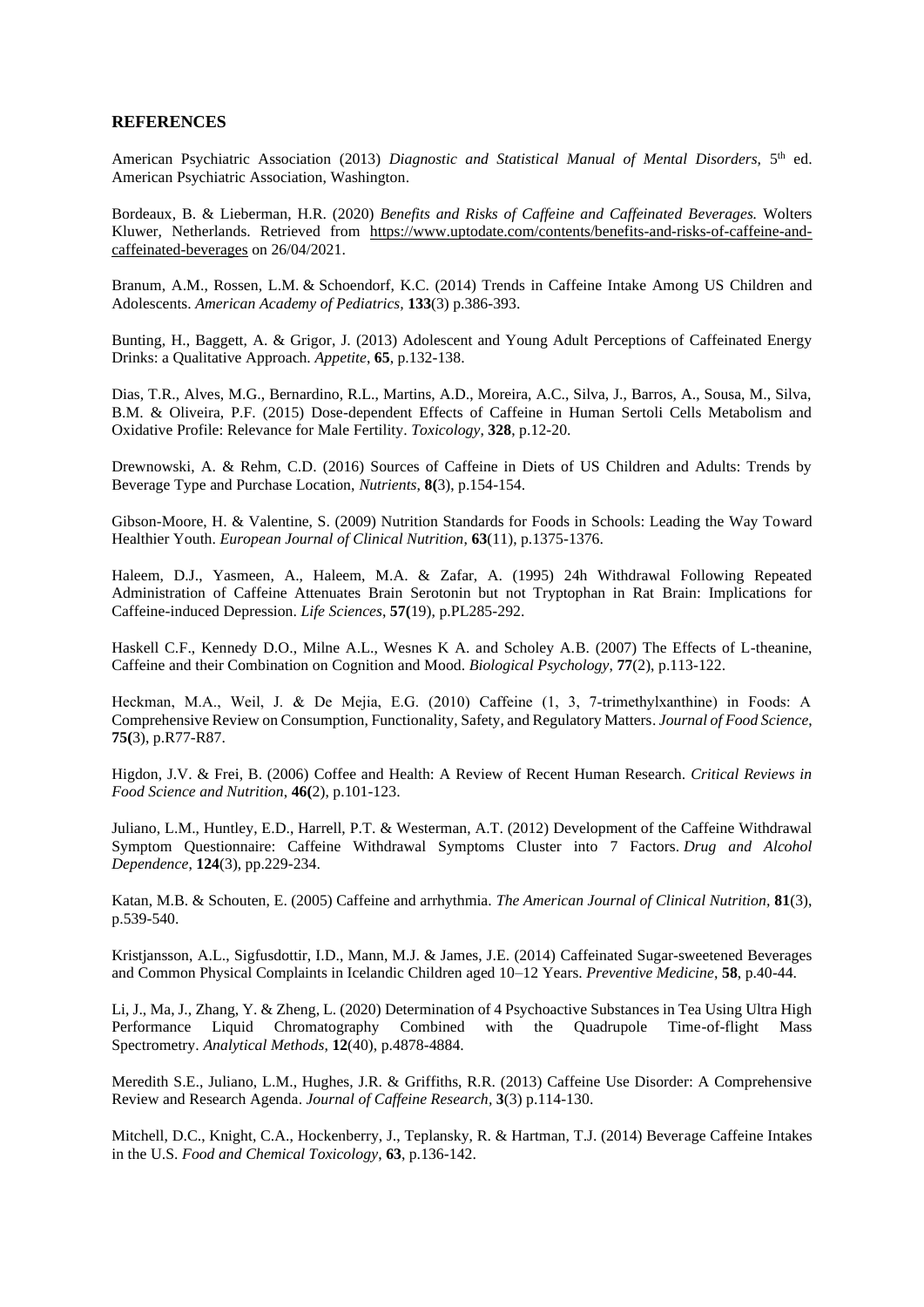## REFERENCES

American Psychiatric Association (2013) *Diagnostic and Statistical Manual of Mental Disorders,* 5th ed. American Psychiatric Association, Washington.

Bordeaux, B. & Lieberman, H.R. (2020) *Benefits and Risks of Caffeine and Caffeinated Beverages.* Wolters Kluwer, Netherlands. Retrieved from https://www.uptodate.com/contents/benefits-and-risks-of-caffeine-and-caffeinated-beverages on 26/04/2021.

Branum, A.M., Rossen, L.M. & Schoendorf, K.C. (2014) Trends in Caffeine Intake Among US Children and Adolescents. *American Academy of Pediatrics,* **133**(3) p.386-393.

Bunting, H., Baggett, A. & Grigor, J. (2013) Adolescent and Young Adult Perceptions of Caffeinated Energy Drinks: a Qualitative Approach. *Appetite*, **65**, p.132-138.

Dias, T.R., Alves, M.G., Bernardino, R.L., Martins, A.D., Moreira, A.C., Silva, J., Barros, A., Sousa, M., Silva, B.M. & Oliveira, P.F. (2015) Dose-dependent Effects of Caffeine in Human Sertoli Cells Metabolism and Oxidative Profile: Relevance for Male Fertility. *Toxicology*, **328**, p.12-20.

Drewnowski, A. & Rehm, C.D. (2016) Sources of Caffeine in Diets of US Children and Adults: Trends by Beverage Type and Purchase Location, *Nutrients*, **8(**3), p.154-154.

Gibson-Moore, H. & Valentine, S. (2009) Nutrition Standards for Foods in Schools: Leading the Way Toward Healthier Youth. *European Journal of Clinical Nutrition,* **63**(11), p.1375-1376.

Haleem, D.J., Yasmeen, A., Haleem, M.A. & Zafar, A. (1995) 24h Withdrawal Following Repeated Administration of Caffeine Attenuates Brain Serotonin but not Tryptophan in Rat Brain: Implications for Caffeine-induced Depression. *Life Sciences*, **57(**19), p.PL285-292.

Haskell C.F., Kennedy D.O., Milne A.L., Wesnes K A. and Scholey A.B. (2007) The Effects of L-theanine, Caffeine and their Combination on Cognition and Mood. *Biological Psychology*, **77**(2), p.113-122.

Heckman, M.A., Weil, J. & De Mejia, E.G. (2010) Caffeine (1, 3, 7-trimethylxanthine) in Foods: A Comprehensive Review on Consumption, Functionality, Safety, and Regulatory Matters. *Journal of Food Science*, **75(**3), p.R77-R87.

Higdon, J.V. & Frei, B. (2006) Coffee and Health: A Review of Recent Human Research. *Critical Reviews in Food Science and Nutrition*, **46(**2), p.101-123.

Juliano, L.M., Huntley, E.D., Harrell, P.T. & Westerman, A.T. (2012) Development of the Caffeine Withdrawal Symptom Questionnaire: Caffeine Withdrawal Symptoms Cluster into 7 Factors. *Drug and Alcohol Dependence*, **124**(3), pp.229-234.

Katan, M.B. & Schouten, E. (2005) Caffeine and arrhythmia. *The American Journal of Clinical Nutrition*, **81**(3), p.539-540.

Kristjansson, A.L., Sigfusdottir, I.D., Mann, M.J. & James, J.E. (2014) Caffeinated Sugar-sweetened Beverages and Common Physical Complaints in Icelandic Children aged 10–12 Years. *Preventive Medicine*, **58**, p.40-44.

Li, J., Ma, J., Zhang, Y. & Zheng, L. (2020) Determination of 4 Psychoactive Substances in Tea Using Ultra High Performance Liquid Chromatography Combined with the Quadrupole Time-of-flight Mass Spectrometry. *Analytical Methods*, **12**(40), p.4878-4884.

Meredith S.E., Juliano, L.M., Hughes, J.R. & Griffiths, R.R. (2013) Caffeine Use Disorder: A Comprehensive Review and Research Agenda. *Journal of Caffeine Research,* **3**(3) p.114-130.

Mitchell, D.C., Knight, C.A., Hockenberry, J., Teplansky, R. & Hartman, T.J. (2014) Beverage Caffeine Intakes in the U.S. *Food and Chemical Toxicology*, **63**, p.136-142.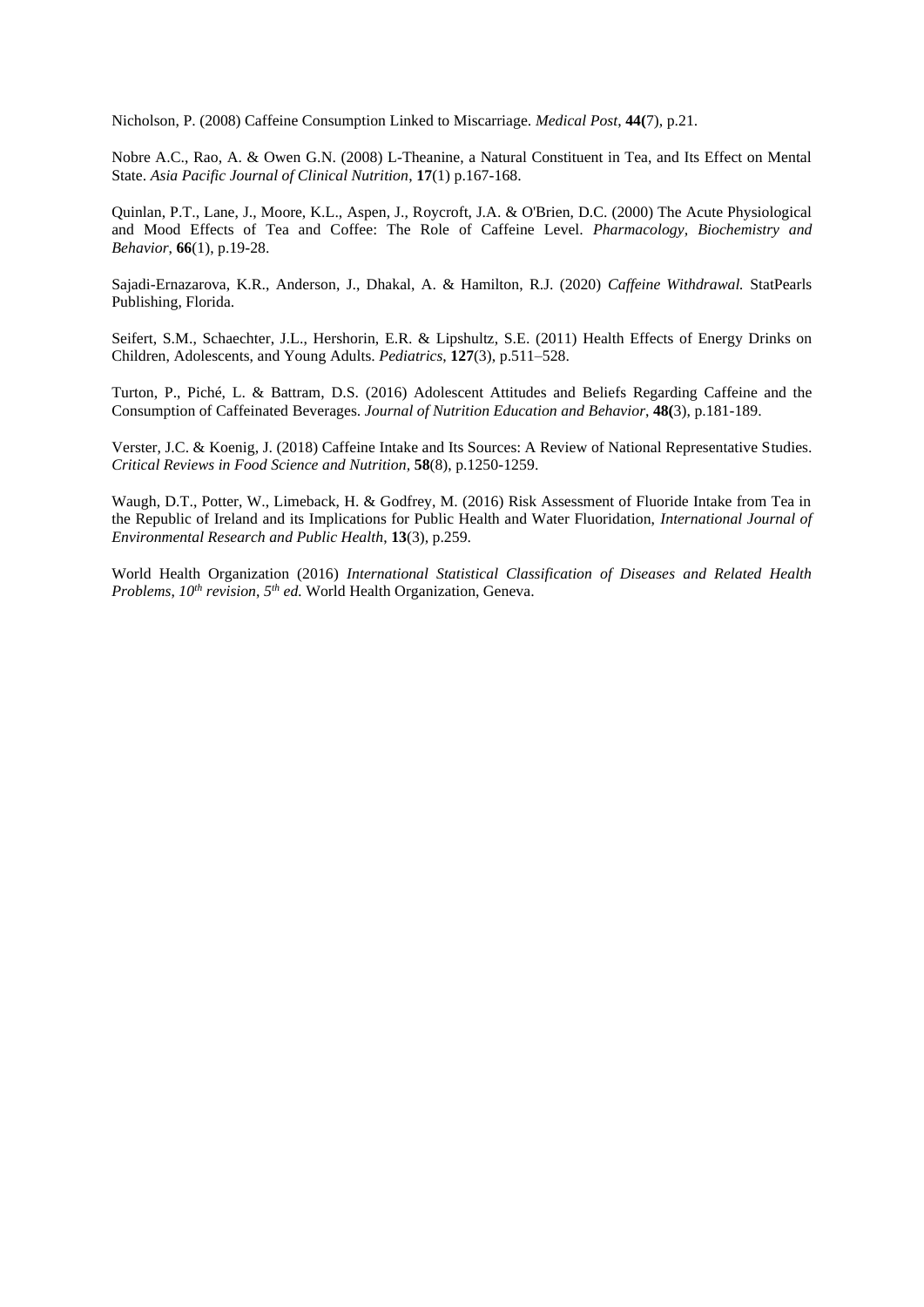Nicholson, P. (2008) Caffeine Consumption Linked to Miscarriage. *Medical Post*, **44(**7), p.21.

Nobre A.C., Rao, A. & Owen G.N. (2008) L-Theanine, a Natural Constituent in Tea, and Its Effect on Mental State. *Asia Pacific Journal of Clinical Nutrition*, **17**(1) p.167-168.

Quinlan, P.T., Lane, J., Moore, K.L., Aspen, J., Roycroft, J.A. & O'Brien, D.C. (2000) The Acute Physiological and Mood Effects of Tea and Coffee: The Role of Caffeine Level. *Pharmacology, Biochemistry and Behavior*, **66**(1), p.19-28.

Sajadi-Ernazarova, K.R., Anderson, J., Dhakal, A. & Hamilton, R.J. (2020) *Caffeine Withdrawal.* StatPearls Publishing, Florida.

Seifert, S.M., Schaechter, J.L., Hershorin, E.R. & Lipshultz, S.E. (2011) Health Effects of Energy Drinks on Children, Adolescents, and Young Adults. *Pediatrics*, **127**(3), p.511–528.

Turton, P., Piché, L. & Battram, D.S. (2016) Adolescent Attitudes and Beliefs Regarding Caffeine and the Consumption of Caffeinated Beverages. *Journal of Nutrition Education and Behavior*, **48(**3), p.181-189.

Verster, J.C. & Koenig, J. (2018) Caffeine Intake and Its Sources: A Review of National Representative Studies. *Critical Reviews in Food Science and Nutrition,* **58**(8), p.1250-1259.

Waugh, D.T., Potter, W., Limeback, H. & Godfrey, M. (2016) Risk Assessment of Fluoride Intake from Tea in the Republic of Ireland and its Implications for Public Health and Water Fluoridation, *International Journal of Environmental Research and Public Health*, **13**(3), p.259.

World Health Organization (2016) *International Statistical Classification of Diseases and Related Health Problems, 10th revision, 5th ed.* World Health Organization, Geneva.